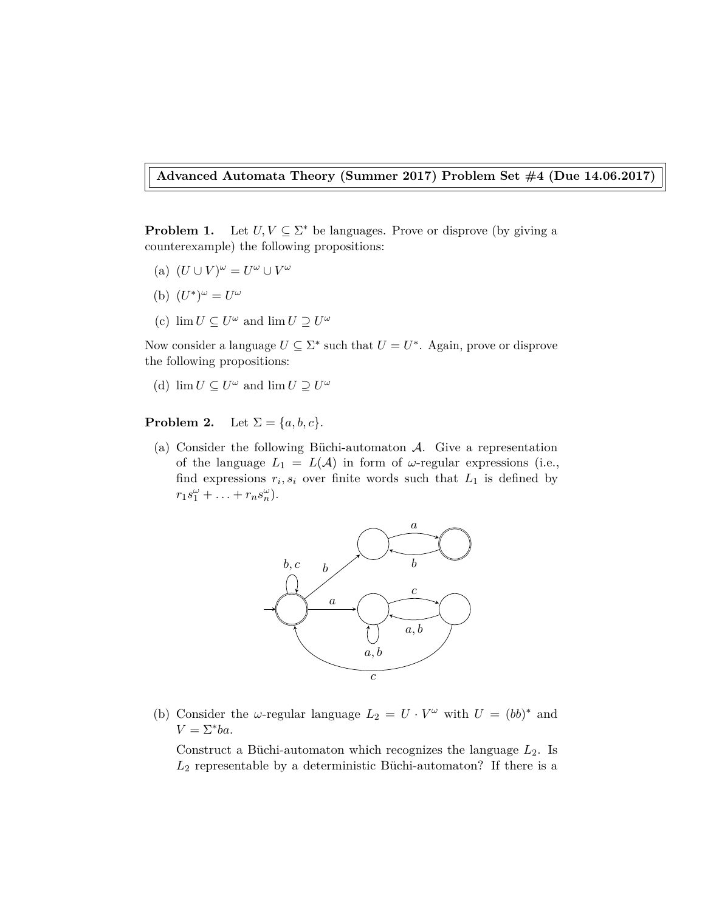**Advanced Automata Theory (Summer 2017) Problem Set #4 (Due 14.06.2017)**

**Problem 1.** Let $U, V \subseteq \Sigma^*$ be languages. Prove or disprove (by giving a counterexample) the following propositions:

(a) $(U \cup V)^\omega = U^\omega \cup V^\omega$

(b) $(U^*)^\omega = U^\omega$

(c) $\lim U \subseteq U^\omega$ and $\lim U \supseteq U^\omega$

Now consider a language $U \subseteq \Sigma^*$ such that $U = U^*$. Again, prove or disprove the following propositions:

(d) $\lim U \subseteq U^\omega$ and $\lim U \supseteq U^\omega$

**Problem 2.** Let $\Sigma = \{a, b, c\}$.

(a) Consider the following Büchi-automaton $\mathcal{A}$. Give a representation of the language $L_1 = L(\mathcal{A})$ in form of $\omega$-regular expressions (i.e., find expressions $r_i, s_i$ over finite words such that $L_1$ is defined by $r_1 s_1^\omega + \ldots + r_n s_n^\omega$).

(b) Consider the $\omega$-regular language $L_2 = U \cdot V^\omega$ with $U = (bb)^*$ and $V = \Sigma^* ba$.

Construct a Büchi-automaton which recognizes the language $L_2$. Is $L_2$ representable by a deterministic Büchi-automaton? If there is a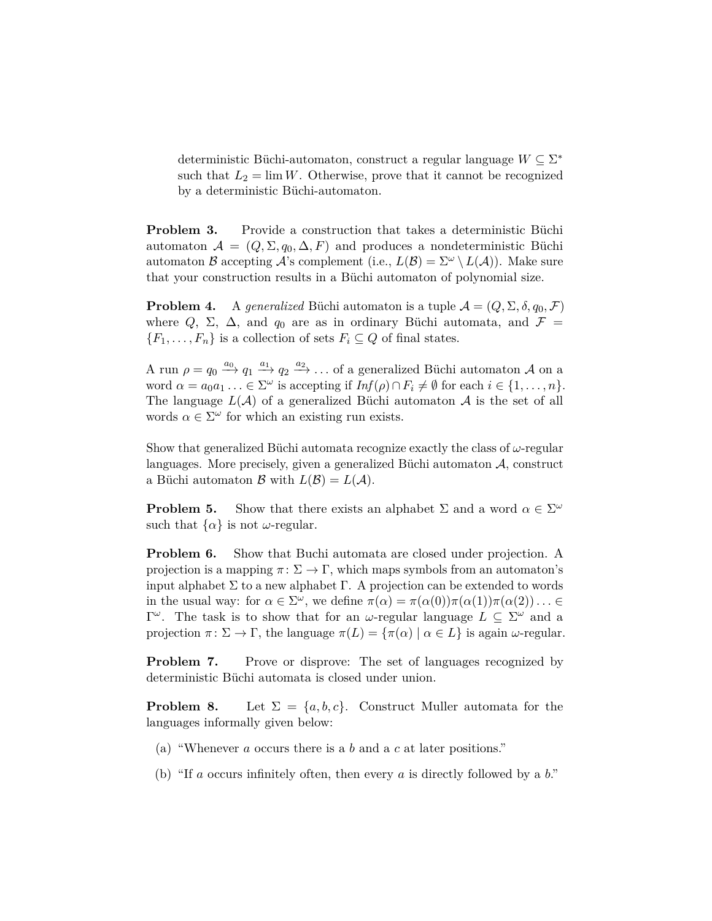deterministic Büchi-automaton, construct a regular language $W \subseteq \Sigma^*$ such that $L_2 = \lim W$. Otherwise, prove that it cannot be recognized by a deterministic Büchi-automaton.

**Problem 3.** Provide a construction that takes a deterministic Büchi automaton $\mathcal{A} = (Q, \Sigma, q_0, \Delta, F)$ and produces a nondeterministic Büchi automaton $\mathcal{B}$ accepting $\mathcal{A}$'s complement (i.e., $L(\mathcal{B}) = \Sigma^\omega \setminus L(\mathcal{A})$). Make sure that your construction results in a Büchi automaton of polynomial size.

**Problem 4.** A *generalized* Büchi automaton is a tuple $\mathcal{A} = (Q, \Sigma, \delta, q_0, \mathcal{F})$ where $Q$, $\Sigma$, $\Delta$, and $q_0$ are as in ordinary Büchi automata, and $\mathcal{F} = \{F_1, \ldots, F_n\}$ is a collection of sets $F_i \subseteq Q$ of final states.

A run $\rho = q_0 \xrightarrow{a_0} q_1 \xrightarrow{a_1} q_2 \xrightarrow{a_2} \ldots$ of a generalized Büchi automaton $\mathcal{A}$ on a word $\alpha = a_0 a_1 \ldots \in \Sigma^\omega$ is accepting if $\mathit{Inf}(\rho) \cap F_i \neq \emptyset$ for each $i \in \{1, \ldots, n\}$. The language $L(\mathcal{A})$ of a generalized Büchi automaton $\mathcal{A}$ is the set of all words $\alpha \in \Sigma^\omega$ for which an existing run exists.

Show that generalized Büchi automata recognize exactly the class of $\omega$-regular languages. More precisely, given a generalized Büchi automaton $\mathcal{A}$, construct a Büchi automaton $\mathcal{B}$ with $L(\mathcal{B}) = L(\mathcal{A})$.

**Problem 5.** Show that there exists an alphabet $\Sigma$ and a word $\alpha \in \Sigma^\omega$ such that $\{\alpha\}$ is not $\omega$-regular.

**Problem 6.** Show that Buchi automata are closed under projection. A projection is a mapping $\pi \colon \Sigma \to \Gamma$, which maps symbols from an automaton's input alphabet $\Sigma$ to a new alphabet $\Gamma$. A projection can be extended to words in the usual way: for $\alpha \in \Sigma^\omega$, we define $\pi(\alpha) = \pi(\alpha(0))\pi(\alpha(1))\pi(\alpha(2)) \ldots \in \Gamma^\omega$. The task is to show that for an $\omega$-regular language $L \subseteq \Sigma^\omega$ and a projection $\pi \colon \Sigma \to \Gamma$, the language $\pi(L) = \{\pi(\alpha) \mid \alpha \in L\}$ is again $\omega$-regular.

**Problem 7.** Prove or disprove: The set of languages recognized by deterministic Büchi automata is closed under union.

**Problem 8.** Let $\Sigma = \{a, b, c\}$. Construct Muller automata for the languages informally given below:

(a) "Whenever $a$ occurs there is a $b$ and a $c$ at later positions."

(b) "If $a$ occurs infinitely often, then every $a$ is directly followed by a $b$."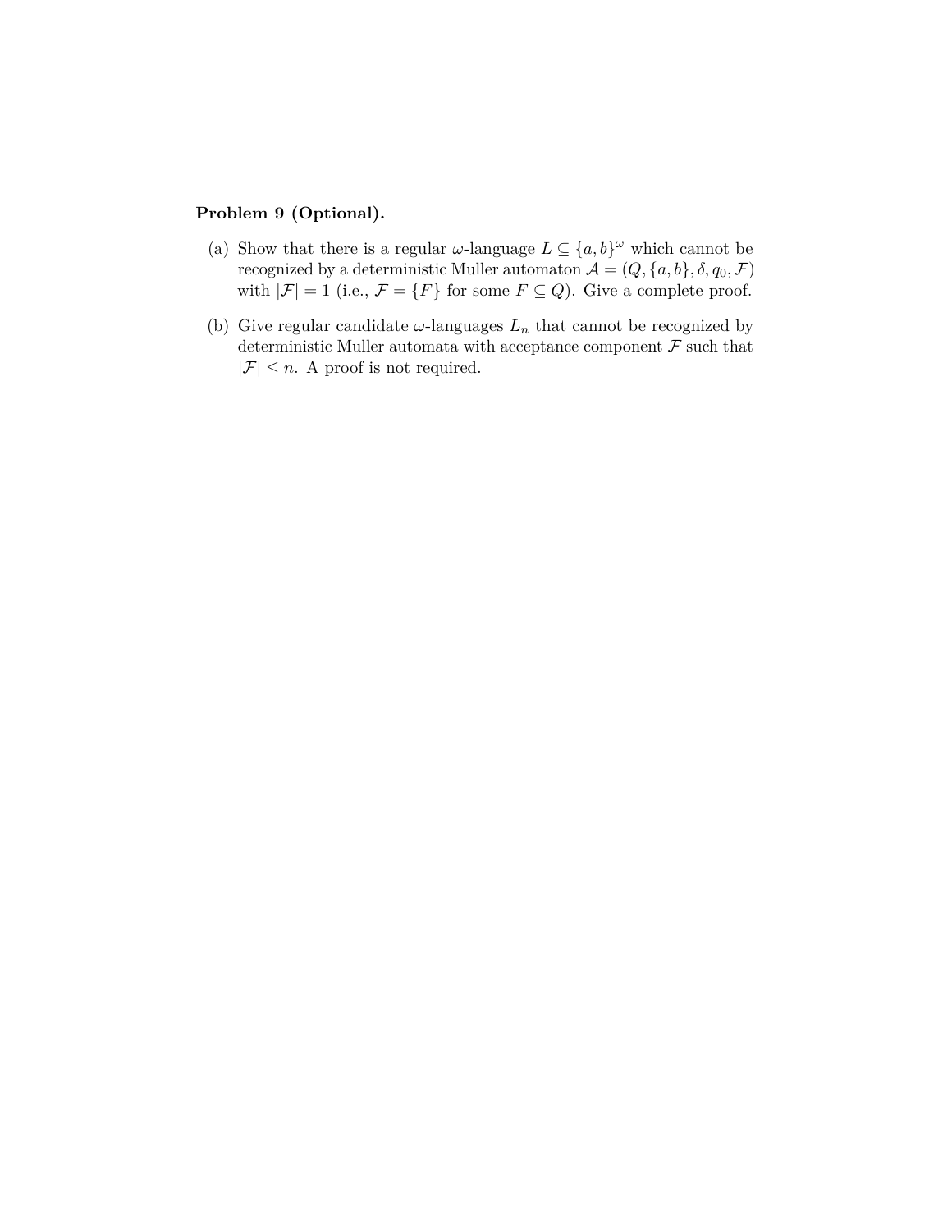**Problem 9 (Optional).**

(a) Show that there is a regular $\omega$-language $L \subseteq \{a, b\}^\omega$ which cannot be recognized by a deterministic Muller automaton $\mathcal{A} = (Q, \{a, b\}, \delta, q_0, \mathcal{F})$ with $|\mathcal{F}| = 1$ (i.e., $\mathcal{F} = \{F\}$ for some $F \subseteq Q$). Give a complete proof.

(b) Give regular candidate $\omega$-languages $L_n$ that cannot be recognized by deterministic Muller automata with acceptance component $\mathcal{F}$ such that $|\mathcal{F}| \leq n$. A proof is not required.